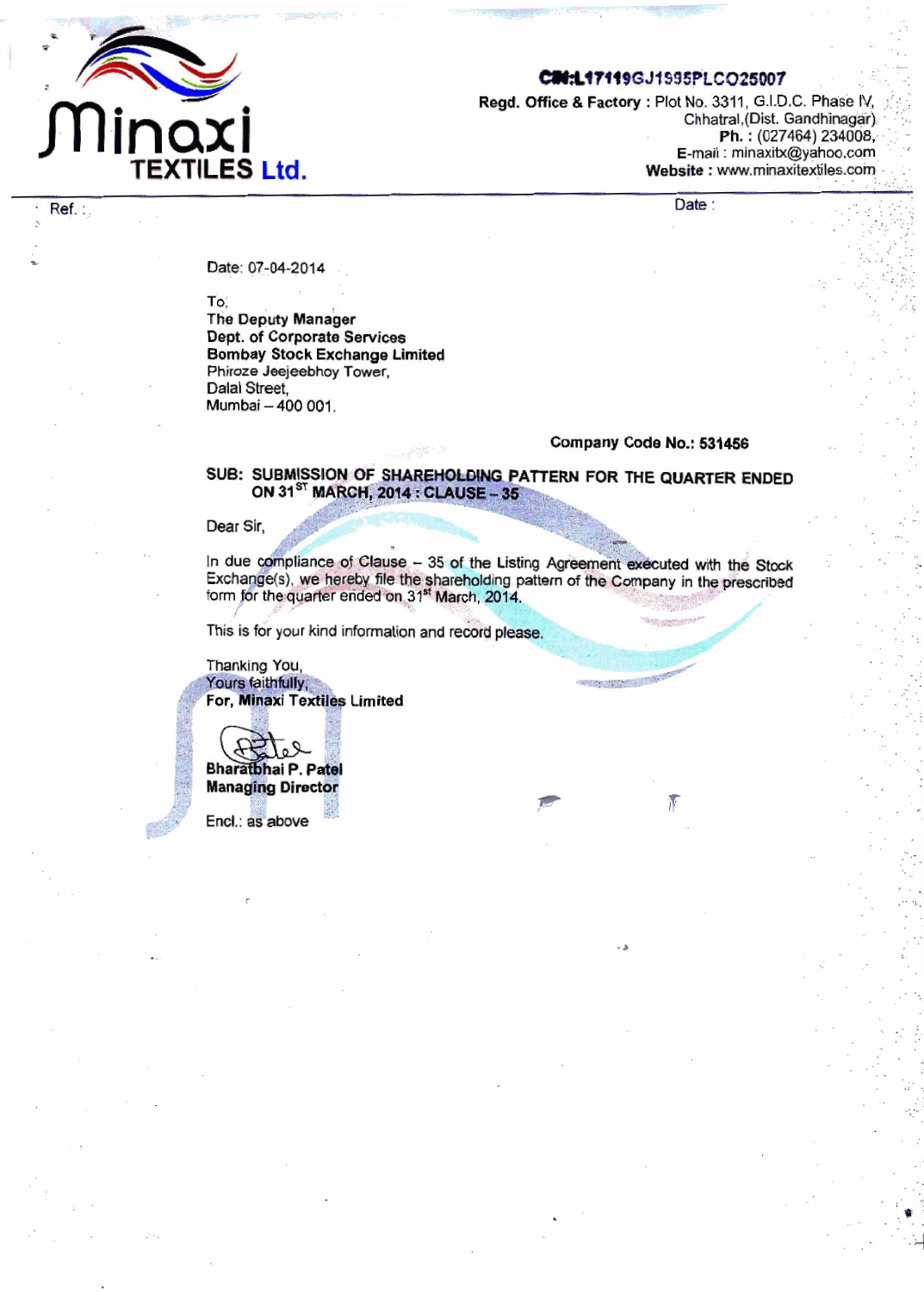**Minaxi TEXTILES Ltd.**

**CIN:L17119GJ1995PLC025007**
**Regd. Office & Factory :** Plot No. 3311, G.I.D.C. Phase IV, Chhatral,(Dist. Gandhinagar)
**Ph. :** (027464) 234008,
**E-mail :** minaxitx@yahoo.com
**Website :** www.minaxitextiles.com

Ref. :

Date :

Date: 07-04-2014

To,
**The Deputy Manager**
**Dept. of Corporate Services**
**Bombay Stock Exchange Limited**
Phiroze Jeejeebhoy Tower,
Dalal Street,
Mumbai – 400 001.

**Company Code No.: 531456**

**SUB: SUBMISSION OF SHAREHOLDING PATTERN FOR THE QUARTER ENDED ON 31ST MARCH, 2014 : CLAUSE – 35**

Dear Sir,

In due compliance of Clause – 35 of the Listing Agreement executed with the Stock Exchange(s), we hereby file the shareholding pattern of the Company in the prescribed form for the quarter ended on 31st March, 2014.

This is for your kind information and record please.

Thanking You,
Yours faithfully,
**For, Minaxi Textiles Limited**

**Bharatbhai P. Patel**
**Managing Director**

Encl.: as above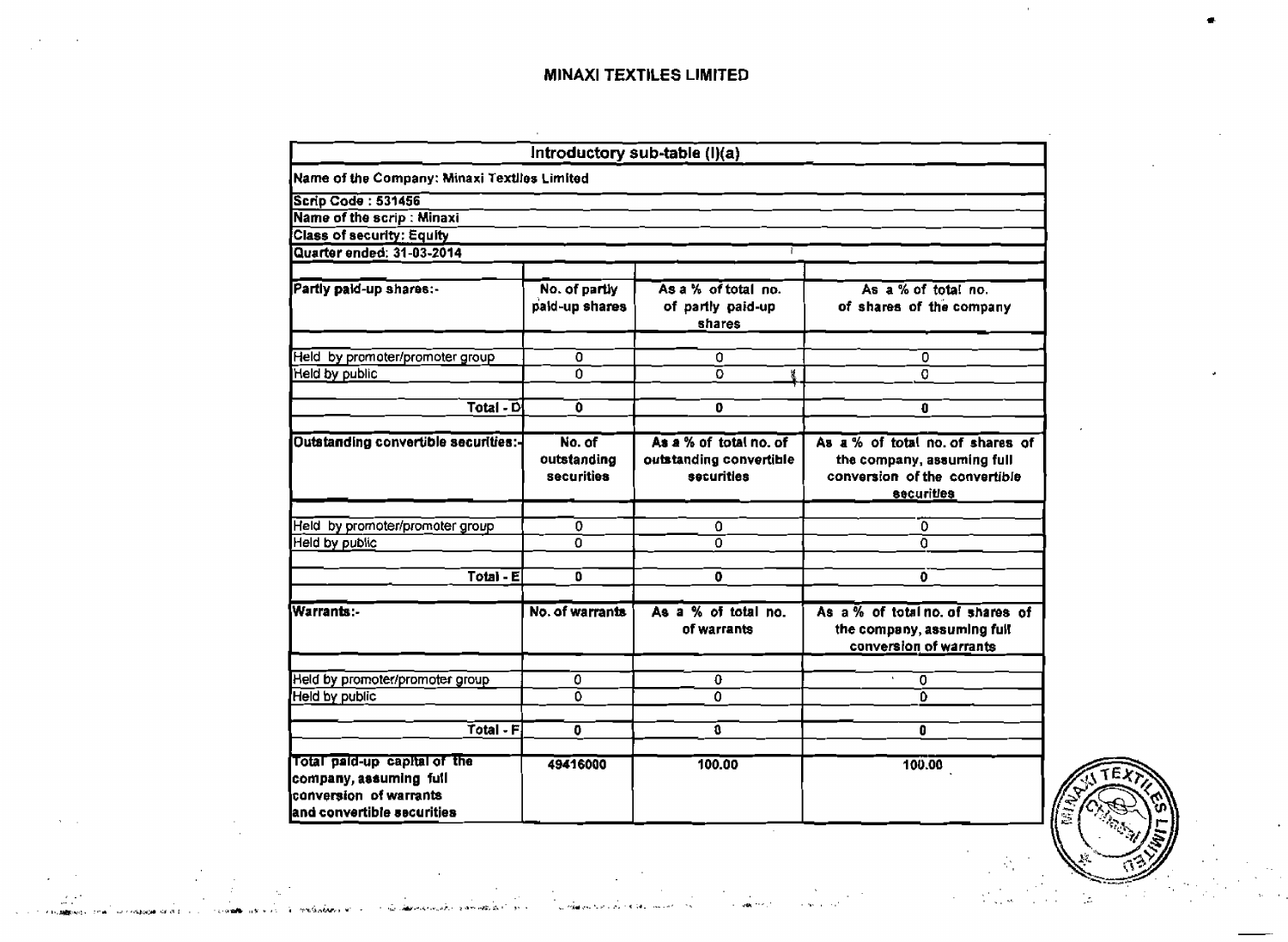# MINAXI TEXTILES LIMITED

| Introductory sub-table (I)(a) | | | |
|---|---|---|---|
| Name of the Company: Minaxi Textiles Limited | | | |
| Scrip Code : 531456 | | | |
| Name of the scrip : Minaxi | | | |
| Class of security: Equity | | | |
| Quarter ended: 31-03-2014 | | | |
| Partly paid-up shares:- | No. of partly paid-up shares | As a % of total no. of partly paid-up shares | As a % of total no. of shares of the company |
| Held by promoter/promoter group | 0 | 0 | 0 |
| Held by public | 0 | 0 | 0 |
| Total - D | 0 | 0 | 0 |
| Outstanding convertible securities:- | No. of outstanding securities | As a % of total no. of outstanding convertible securities | As a % of total no. of shares of the company, assuming full conversion of the convertible securities |
| Held by promoter/promoter group | 0 | 0 | 0 |
| Held by public | 0 | 0 | 0 |
| Total - E | 0 | 0 | 0 |
| Warrants:- | No. of warrants | As a % of total no. of warrants | As a % of total no. of shares of the company, assuming full conversion of warrants |
| Held by promoter/promoter group | 0 | 0 | 0 |
| Held by public | 0 | 0 | 0 |
| Total - F | 0 | 0 | 0 |
| Total paid-up capital of the company, assuming full conversion of warrants and convertible securities | 49416000 | 100.00 | 100.00 |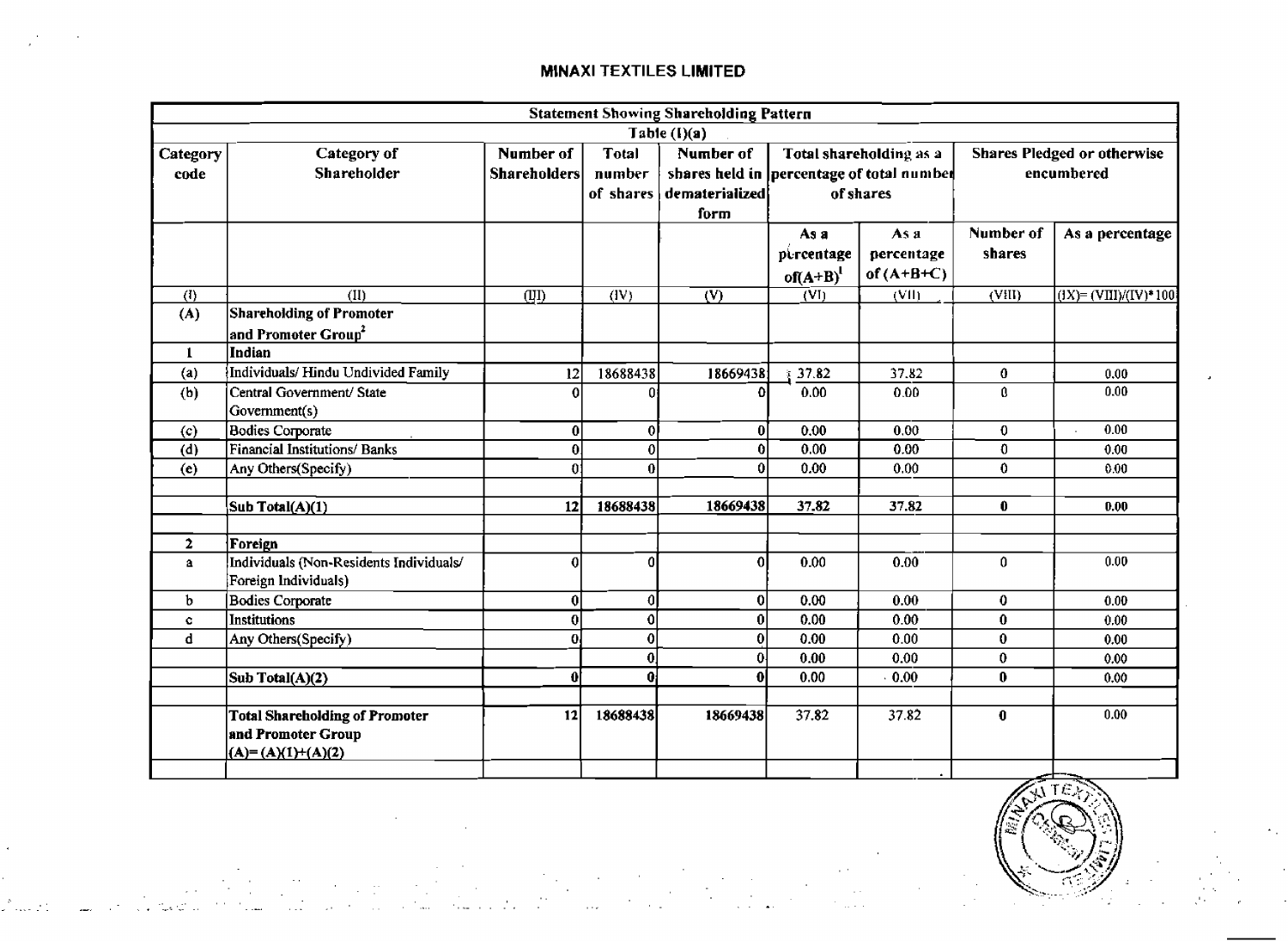# MINAXI TEXTILES LIMITED

| Statement Showing Shareholding Pattern | | | | | | | | |
|---|---|---|---|---|---|---|---|---|
| Table (I)(a) | | | | | | | | |
| Category code | Category of Shareholder | Number of Shareholders | Total number of shares | Number of shares held in dematerialized form | Total shareholding as a percentage of total number of shares | | Shares Pledged or otherwise encumbered | |
| | | | | | As a percentage of(A+B)[1] | As a percentage of (A+B+C) | Number of shares | As a percentage |
| (I) | (II) | (III) | (IV) | (V) | (VI) | (VII) | (VIII) | (IX)= (VIII)/(IV)*100 |
| (A) | **Shareholding of Promoter and Promoter Group[2]** | | | | | | | |
| 1 | **Indian** | | | | | | | |
| (a) | Individuals/ Hindu Undivided Family | 12 | 18688438 | 18669438 | 37.82 | 37.82 | 0 | 0.00 |
| (b) | Central Government/ State Government(s) | 0 | 0 | 0 | 0.00 | 0.00 | 0 | 0.00 |
| (c) | Bodies Corporate | 0 | 0 | 0 | 0.00 | 0.00 | 0 | 0.00 |
| (d) | Financial Institutions/ Banks | 0 | 0 | 0 | 0.00 | 0.00 | 0 | 0.00 |
| (e) | Any Others(Specify) | 0 | 0 | 0 | 0.00 | 0.00 | 0 | 0.00 |
| | | | | | | | | |
| | Sub Total(A)(1) | 12 | 18688438 | 18669438 | 37.82 | 37.82 | 0 | 0.00 |
| | | | | | | | | |
| 2 | **Foreign** | | | | | | | |
| a | Individuals (Non-Residents Individuals/ Foreign Individuals) | 0 | 0 | 0 | 0.00 | 0.00 | 0 | 0.00 |
| b | Bodies Corporate | 0 | 0 | 0 | 0.00 | 0.00 | 0 | 0.00 |
| c | Institutions | 0 | 0 | 0 | 0.00 | 0.00 | 0 | 0.00 |
| d | Any Others(Specify) | 0 | 0 | 0 | 0.00 | 0.00 | 0 | 0.00 |
| | | | 0 | 0 | 0.00 | 0.00 | 0 | 0.00 |
| | Sub Total(A)(2) | 0 | 0 | 0 | 0.00 | 0.00 | 0 | 0.00 |
| | | | | | | | | |
| | **Total Shareholding of Promoter and Promoter Group (A)= (A)(1)+(A)(2)** | 12 | 18688438 | 18669438 | 37.82 | 37.82 | 0 | 0.00 |
| | | | | | | | | |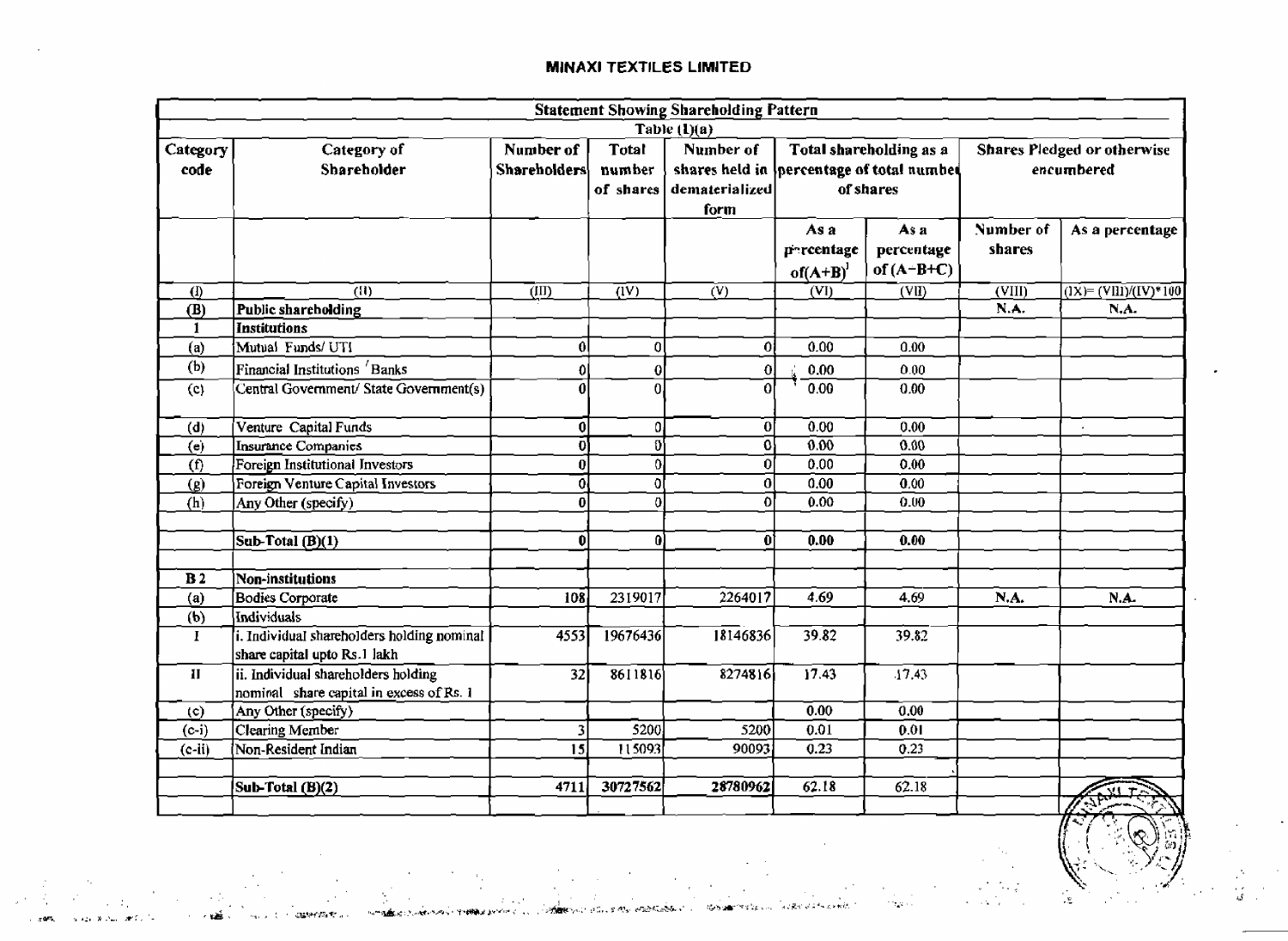**MINAXI TEXTILES LIMITED**

| Statement Showing Shareholding Pattern | | | | | | | | |
|---|---|---|---|---|---|---|---|---|
| Table (I)(a) | | | | | | | | |
| Category code | Category of Shareholder | Number of Shareholders | Total number of shares | Number of shares held in dematerialized form | Total shareholding as a percentage of total number of shares | | Shares Pledged or otherwise encumbered | |
| | | | | | As a percentage of(A+B)[1] | As a percentage of (A+B+C) | Number of shares | As a percentage |
| (I) | (II) | (III) | (IV) | (V) | (VI) | (VII) | (VIII) | (IX)= (VIII)/(IV)*100 |
| (B) | **Public shareholding** | | | | | | N.A. | N.A. |
| 1 | **Institutions** | | | | | | | |
| (a) | Mutual Funds/ UTI | 0 | 0 | 0 | 0.00 | 0.00 | | |
| (b) | Financial Institutions / Banks | 0 | 0 | 0 | 0.00 | 0.00 | | |
| (c) | Central Government/ State Government(s) | 0 | 0 | 0 | 0.00 | 0.00 | | |
| (d) | Venture Capital Funds | 0 | 0 | 0 | 0.00 | 0.00 | | |
| (e) | Insurance Companies | 0 | 0 | 0 | 0.00 | 0.00 | | |
| (f) | Foreign Institutional Investors | 0 | 0 | 0 | 0.00 | 0.00 | | |
| (g) | Foreign Venture Capital Investors | 0 | 0 | 0 | 0.00 | 0.00 | | |
| (h) | Any Other (specify) | 0 | 0 | 0 | 0.00 | 0.00 | | |
| | **Sub-Total (B)(1)** | **0** | **0** | **0** | **0.00** | **0.00** | | |
| B 2 | **Non-institutions** | | | | | | | |
| (a) | Bodies Corporate | 108 | 2319017 | 2264017 | 4.69 | 4.69 | N.A. | N.A. |
| (b) | Individuals | | | | | | | |
| I | i. Individual shareholders holding nominal share capital upto Rs.1 lakh | 4553 | 19676436 | 18146836 | 39.82 | 39.82 | | |
| II | ii. Individual shareholders holding nominal share capital in excess of Rs. 1 | 32 | 8611816 | 8274816 | 17.43 | 17.43 | | |
| (c) | Any Other (specify) | | | | 0.00 | 0.00 | | |
| (c-i) | Clearing Member | 3 | 5200 | 5200 | 0.01 | 0.01 | | |
| (c-ii) | Non-Resident Indian | 15 | 115093 | 90093 | 0.23 | 0.23 | | |
| | **Sub-Total (B)(2)** | 4711 | 30727562 | 28780962 | 62.18 | 62.18 | | |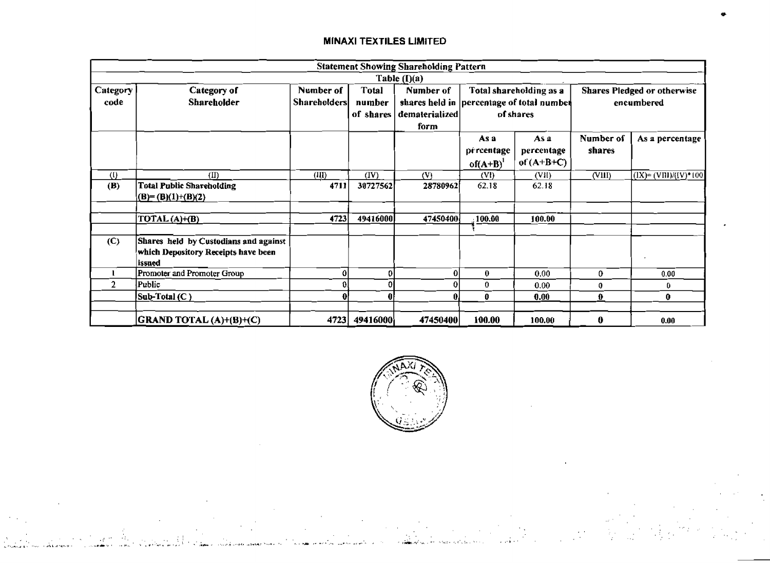**MINAXI TEXTILES LIMITED**

| Statement Showing Shareholding Pattern | | | | | | | | |
|---|---|---|---|---|---|---|---|---|
| Table (I)(a) | | | | | | | | |
| Category code | Category of Shareholder | Number of Shareholders | Total number of shares | Number of shares held in dematerialized form | Total shareholding as a percentage of total number of shares | | Shares Pledged or otherwise encumbered | |
| | | | | | As a percentage of(A+B)[1] | As a percentage of (A+B+C) | Number of shares | As a percentage |
| (I) | (II) | (III) | (IV) | (V) | (VI) | (VII) | (VIII) | (IX)= (VIII)/(IV)*100 |
| (B) | **Total Public Shareholding (B)= (B)(1)+(B)(2)** | 4711 | 30727562 | 28780962 | 62.18 | 62.18 | | |
| | | | | | | | | |
| | **TOTAL (A)+(B)** | 4723 | 49416000 | 47450400 | 100.00 | 100.00 | | |
| | | | | | | | | |
| (C) | **Shares held by Custodians and against which Depository Receipts have been issued** | | | | | | | |
| 1 | Promoter and Promoter Group | 0 | 0 | 0 | 0 | 0.00 | 0 | 0.00 |
| 2 | Public | 0 | 0 | 0 | 0 | 0.00 | 0 | 0 |
| | Sub-Total (C ) | 0 | 0 | 0 | 0 | 0.00 | 0 | 0 |
| | | | | | | | | |
| | **GRAND TOTAL (A)+(B)+(C)** | 4723 | 49416000 | 47450400 | 100.00 | 100.00 | 0 | 0.00 |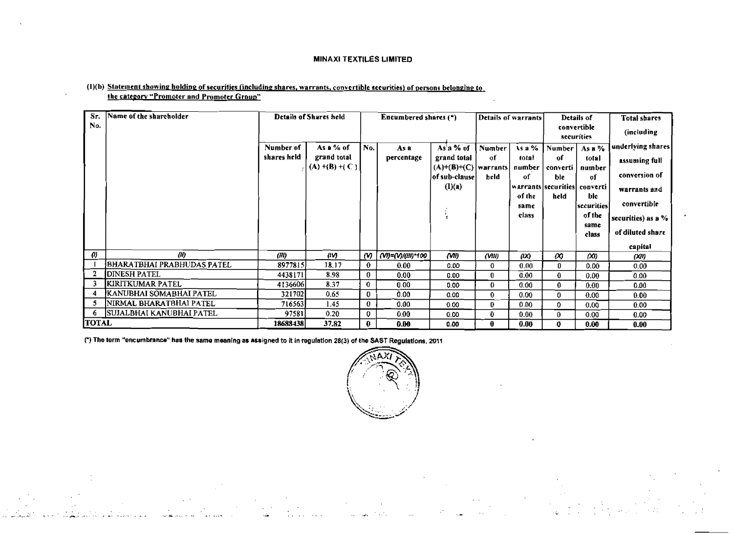# MINAXI TEXTILES LIMITED

**(I)(b) Statement showing holding of securities (including shares, warrants, convertible securities) of persons belonging to the category "Promoter and Promoter Group"**

| Sr. No. | Name of the shareholder | Details of Shares held | | Encumbered shares (*) | | | Details of warrants | | Details of convertible securities | | Total shares (including underlying shares assuming full conversion of warrants and convertible securities) as a % of diluted share capital |
|---|---|---|---|---|---|---|---|---|---|---|---|
| | | Number of shares held | As a % of grand total (A) +(B) +( C ) | No. | As a percentage | As a % of grand total (A)+(B)+(C) of sub-clause (I)(a) | Number of warrants held | As a % total number of warrants of the same class | Number of convertible securities held | As a % total number of convertible securities of the same class | |
| (I) | (II) | (III) | (IV) | (V) | (VI)=(V)/(III)*100 | (VII) | (VIII) | (IX) | (X) | (XI) | (XII) |
| 1 | BHARATBHAI PRABHUDAS PATEL | 8977815 | 18.17 | 0 | 0.00 | 0.00 | 0 | 0.00 | 0 | 0.00 | 0.00 |
| 2 | DINESH PATEL | 4438171 | 8.98 | 0 | 0.00 | 0.00 | 0 | 0.00 | 0 | 0.00 | 0.00 |
| 3 | KIRITKUMAR PATEL | 4136606 | 8.37 | 0 | 0.00 | 0.00 | 0 | 0.00 | 0 | 0.00 | 0.00 |
| 4 | KANUBHAI SOMABHAI PATEL | 321702 | 0.65 | 0 | 0.00 | 0.00 | 0 | 0.00 | 0 | 0.00 | 0.00 |
| 5 | NIRMAL BHARATBHAI PATEL | 716563 | 1.45 | 0 | 0.00 | 0.00 | 0 | 0.00 | 0 | 0.00 | 0.00 |
| 6 | SUJALBHAI KANUBHAI PATEL | 97581 | 0.20 | 0 | 0.00 | 0.00 | 0 | 0.00 | 0 | 0.00 | 0.00 |
| **TOTAL** | | **18688438** | **37.82** | **0** | **0.00** | 0.00 | **0** | **0.00** | **0** | **0.00** | **0.00** |

(*) The term "encumbrance" has the same meaning as assigned to it in regulation 28(3) of the SAST Regulations, 2011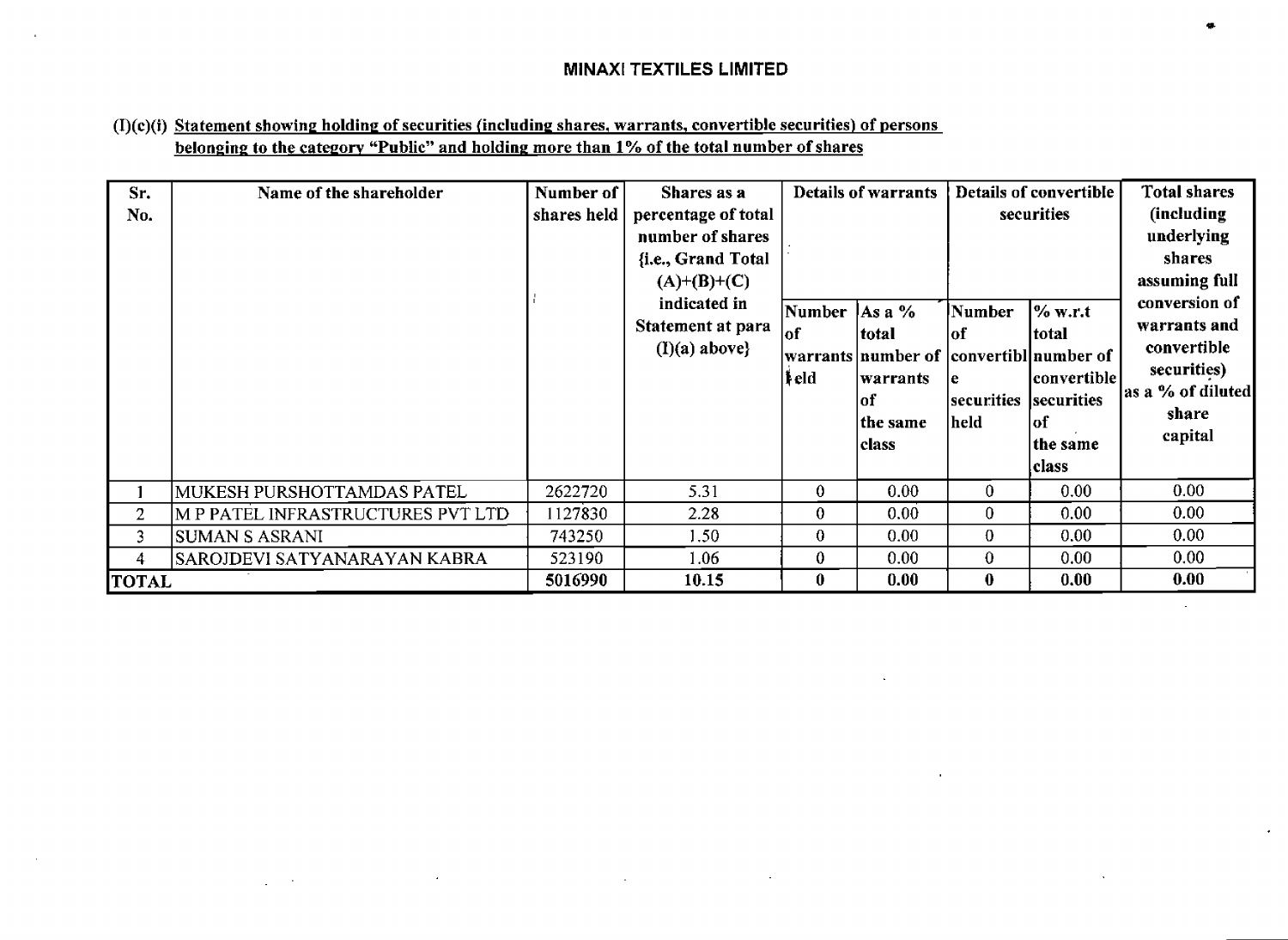## MINAXI TEXTILES LIMITED

### (I)(c)(i) Statement showing holding of securities (including shares, warrants, convertible securities) of persons belonging to the category "Public" and holding more than 1% of the total number of shares

| Sr. No. | Name of the shareholder | Number of shares held | Shares as a percentage of total number of shares {i.e., Grand Total (A)+(B)+(C) indicated in Statement at para (I)(a) above} | Details of warrants | | Details of convertible securities | | Total shares (including underlying shares assuming full conversion of warrants and convertible securities) as a % of diluted share capital |
|---|---|---|---|---|---|---|---|---|
| | | | | Number of warrants held | As a % total number of warrants of the same class | Number of convertible securities held | % w.r.t total number of convertible securities of the same class | |
| 1 | MUKESH PURSHOTTAMDAS PATEL | 2622720 | 5.31 | 0 | 0.00 | 0 | 0.00 | 0.00 |
| 2 | M P PATEL INFRASTRUCTURES PVT LTD | 1127830 | 2.28 | 0 | 0.00 | 0 | 0.00 | 0.00 |
| 3 | SUMAN S ASRANI | 743250 | 1.50 | 0 | 0.00 | 0 | 0.00 | 0.00 |
| 4 | SAROJDEVI SATYANARAYAN KABRA | 523190 | 1.06 | 0 | 0.00 | 0 | 0.00 | 0.00 |
| **TOTAL** | | **5016990** | **10.15** | **0** | **0.00** | **0** | **0.00** | **0.00** |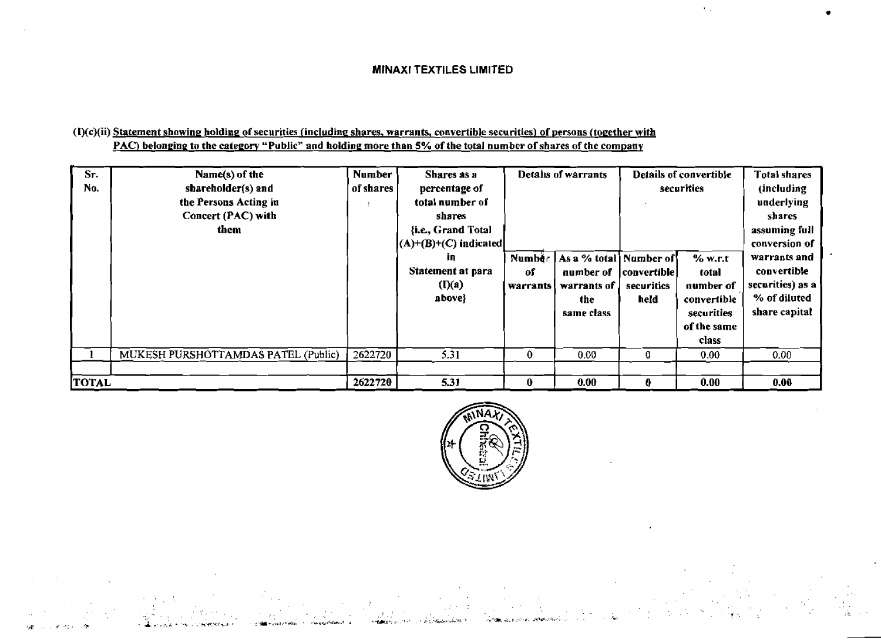# MINAXI TEXTILES LIMITED

**(I)(c)(ii) Statement showing holding of securities (including shares, warrants, convertible securities) of persons (together with PAC) belonging to the category "Public" and holding more than 5% of the total number of shares of the company**

| Sr. No. | Name(s) of the shareholder(s) and the Persons Acting in Concert (PAC) with them | Number of shares | Shares as a percentage of total number of shares {i.e., Grand Total (A)+(B)+(C) indicated in Statement at para (I)(a) above} | Details of warrants | | Details of convertible securities | | Total shares (including underlying shares assuming full conversion of warrants and convertible securities) as a % of diluted share capital |
|---|---|---|---|---|---|---|---|---|
| | | | | Number of warrants | As a % total number of warrants of the same class | Number of convertible securities held | % w.r.t total number of convertible securities of the same class | |
| 1 | MUKESH PURSHOTTAMDAS PATEL (Public) | 2622720 | 5.31 | 0 | 0.00 | 0 | 0.00 | 0.00 |
| | | | | | | | | |
| **TOTAL** | | **2622720** | **5.31** | **0** | **0.00** | **0** | **0.00** | **0.00** |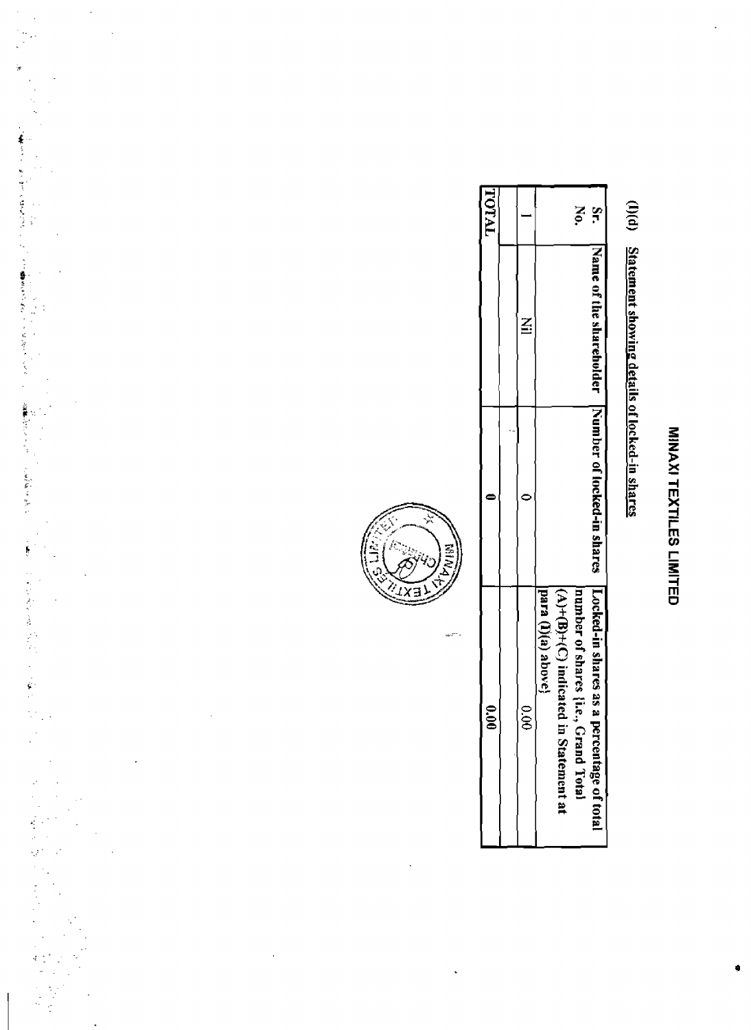# MINAXI TEXTILES LIMITED

## (I)(d) Statement showing details of locked-in shares

| Sr. No. | Name of the shareholder | Number of locked-in shares | Locked-in shares as a percentage of total number of shares {i.e., Grand Total (A)+(B)+(C) indicated in Statement at para (I)(a) above} |
|---|---|---|---|
| 1 | Nil | 0 | 0.00 |
| TOTAL | | 0 | 0.00 |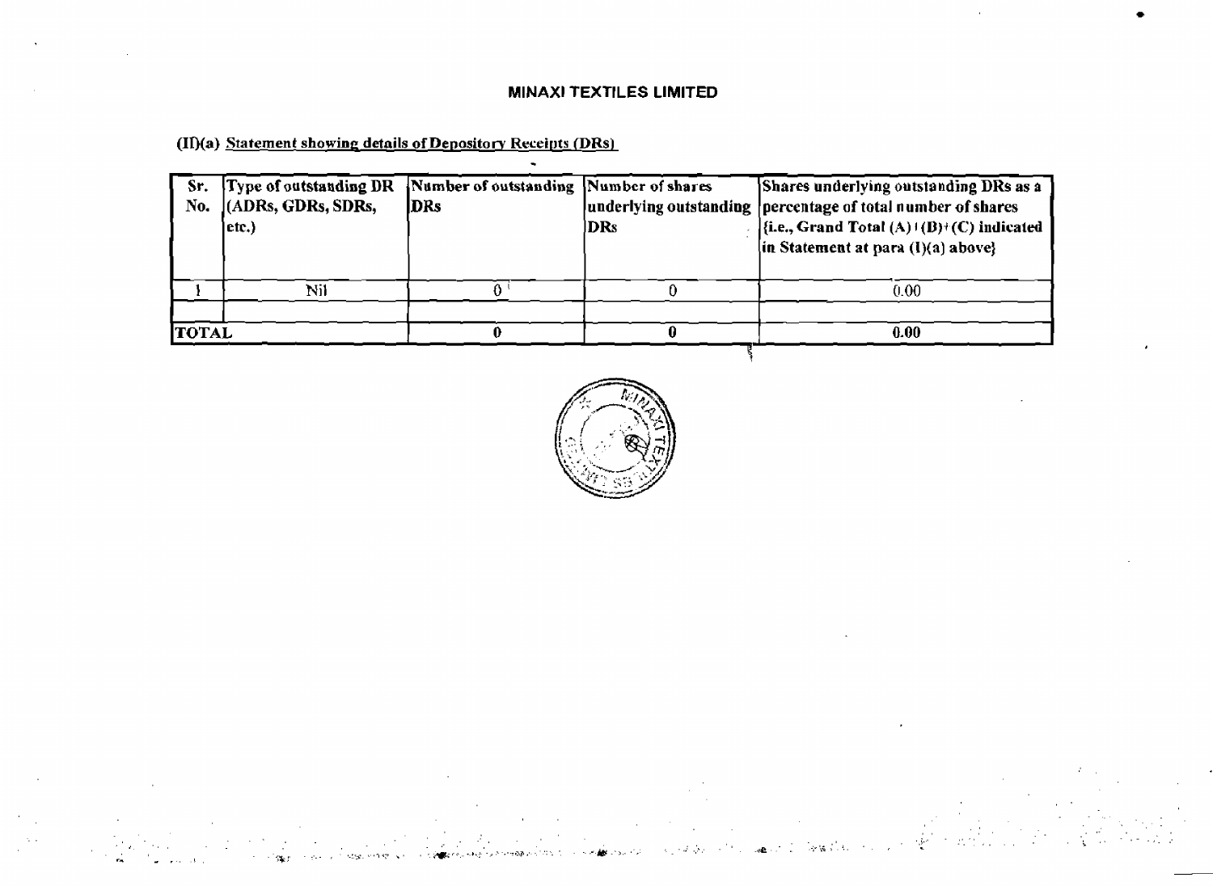# MINAXI TEXTILES LIMITED

## (II)(a) Statement showing details of Depository Receipts (DRs)

| Sr. No. | Type of outstanding DR (ADRs, GDRs, SDRs, etc.) | Number of outstanding DRs | Number of shares underlying outstanding DRs | Shares underlying outstanding DRs as a percentage of total number of shares {i.e., Grand Total (A)+(B)+(C) indicated in Statement at para (I)(a) above} |
|---|---|---|---|---|
| 1 | Nil | 0 | 0 | 0.00 |
| | | | | |
| **TOTAL** | | **0** | **0** | **0.00** |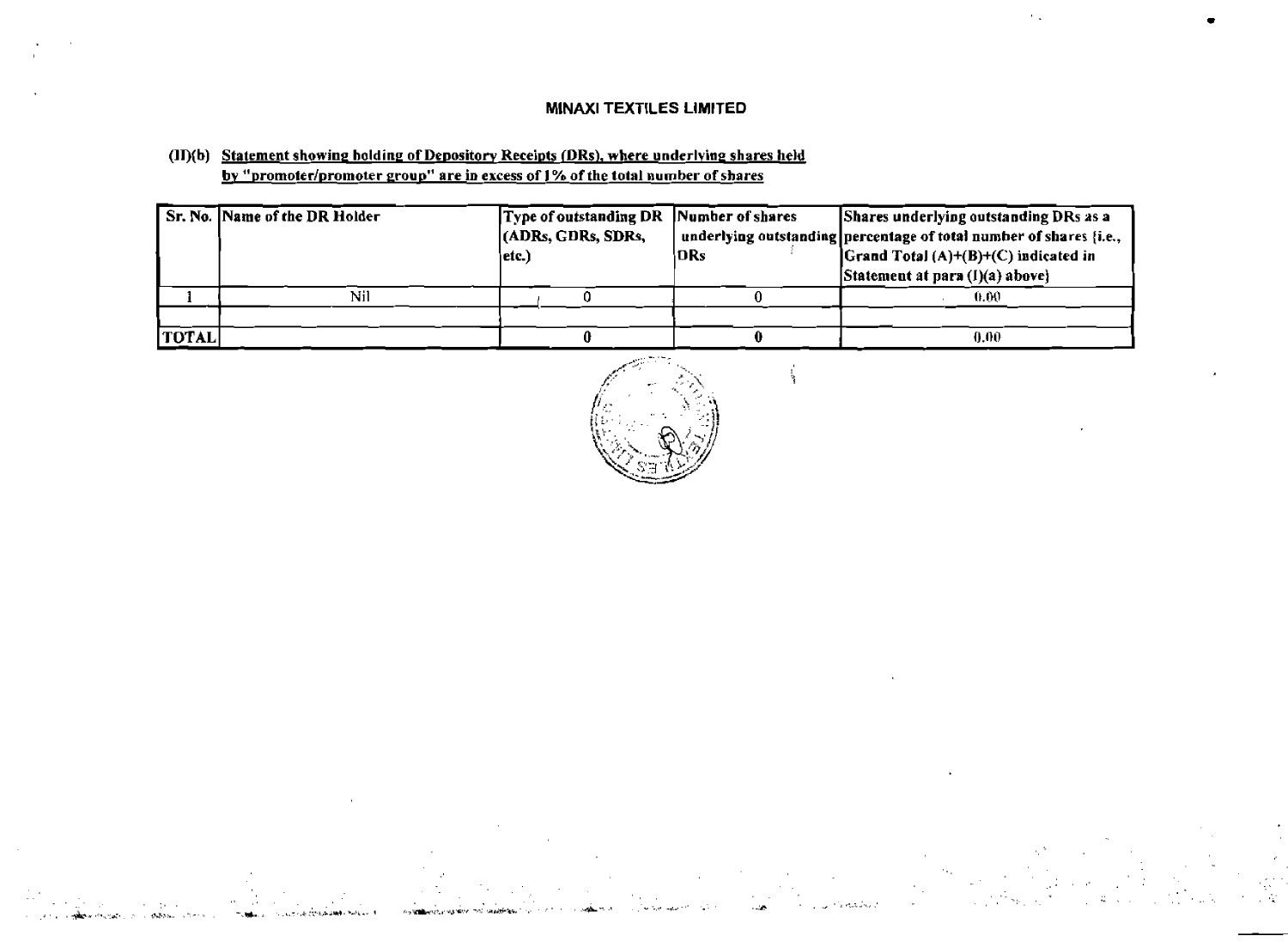**MINAXI TEXTILES LIMITED**

**(II)(b) Statement showing holding of Depository Receipts (DRs), where underlying shares held by "promoter/promoter group" are in excess of 1% of the total number of shares**

| Sr. No. | Name of the DR Holder | Type of outstanding DR (ADRs, GDRs, SDRs, etc.) | Number of shares underlying outstanding DRs | Shares underlying outstanding DRs as a percentage of total number of shares {i.e., Grand Total (A)+(B)+(C) indicated in Statement at para (I)(a) above} |
|---|---|---|---|---|
| 1 | Nil | 0 | 0 | 0.00 |
| | | | | |
| TOTAL | | 0 | 0 | 0.00 |